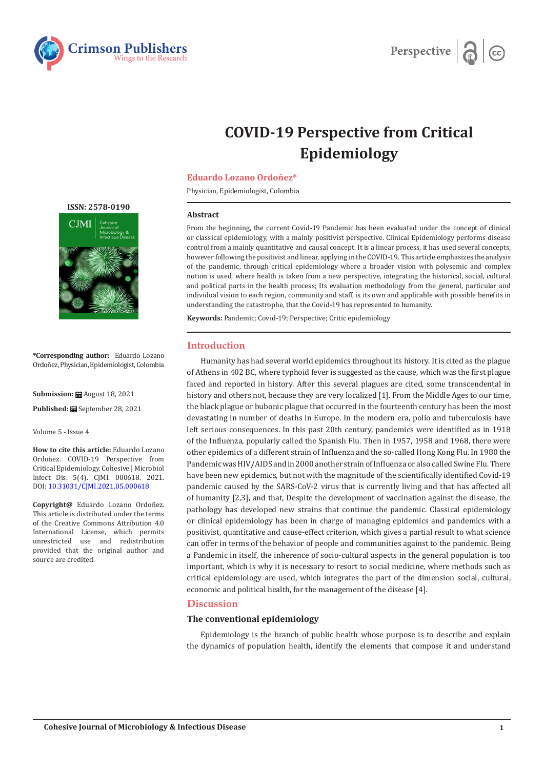# COVID-19 Perspective from Critical Epidemiology

**Eduardo Lozano Ordoñez***

Physician, Epidemiologist, Colombia

ISSN: 2578-0190

**\*Corresponding author:** Eduardo Lozano Ordoñez, Physician, Epidemiologist, Colombia

**Submission:** August 18, 2021

**Published:** September 28, 2021

Volume 5 - Issue 4

**How to cite this article:** Eduardo Lozano Ordoñez. COVID-19 Perspective from Critical Epidemiology. Cohesive J Microbiol Infect Dis. 5(4). CJMI. 000618. 2021. DOI: 10.31031/CJMI.2021.05.000618

**Copyright@** Eduardo Lozano Ordoñez. This article is distributed under the terms of the Creative Commons Attribution 4.0 International License, which permits unrestricted use and redistribution provided that the original author and source are credited.

## Abstract

From the beginning, the current Covid-19 Pandemic has been evaluated under the concept of clinical or classical epidemiology, with a mainly positivist perspective. Clinical Epidemiology performs disease control from a mainly quantitative and causal concept. It is a linear process, it has used several concepts, however following the positivist and linear, applying in the COVID-19. This article emphasizes the analysis of the pandemic, through critical epidemiology where a broader vision with polysemic and complex notion is used, where health is taken from a new perspective, integrating the historical, social, cultural and political parts in the health process; Its evaluation methodology from the general, particular and individual vision to each region, community and staff, is its own and applicable with possible benefits in understanding the catastrophe, that the Covid-19 has represented to humanity.

**Keywords:** Pandemic; Covid-19; Perspective; Critic epidemiology

## Introduction

Humanity has had several world epidemics throughout its history. It is cited as the plague of Athens in 402 BC, where typhoid fever is suggested as the cause, which was the first plague faced and reported in history. After this several plagues are cited, some transcendental in history and others not, because they are very localized [1]. From the Middle Ages to our time, the black plague or bubonic plague that occurred in the fourteenth century has been the most devastating in number of deaths in Europe. In the modern era, polio and tuberculosis have left serious consequences. In this past 20th century, pandemics were identified as in 1918 of the Influenza, popularly called the Spanish Flu. Then in 1957, 1958 and 1968, there were other epidemics of a different strain of Influenza and the so-called Hong Kong Flu. In 1980 the Pandemic was HIV/AIDS and in 2000 another strain of Influenza or also called Swine Flu. There have been new epidemics, but not with the magnitude of the scientifically identified Covid-19 pandemic caused by the SARS-CoV-2 virus that is currently living and that has affected all of humanity [2,3], and that, Despite the development of vaccination against the disease, the pathology has developed new strains that continue the pandemic. Classical epidemiology or clinical epidemiology has been in charge of managing epidemics and pandemics with a positivist, quantitative and cause-effect criterion, which gives a partial result to what science can offer in terms of the behavior of people and communities against to the pandemic. Being a Pandemic in itself, the inherence of socio-cultural aspects in the general population is too important, which is why it is necessary to resort to social medicine, where methods such as critical epidemiology are used, which integrates the part of the dimension social, cultural, economic and political health, for the management of the disease [4].

## Discussion

### The conventional epidemiology

Epidemiology is the branch of public health whose purpose is to describe and explain the dynamics of population health, identify the elements that compose it and understand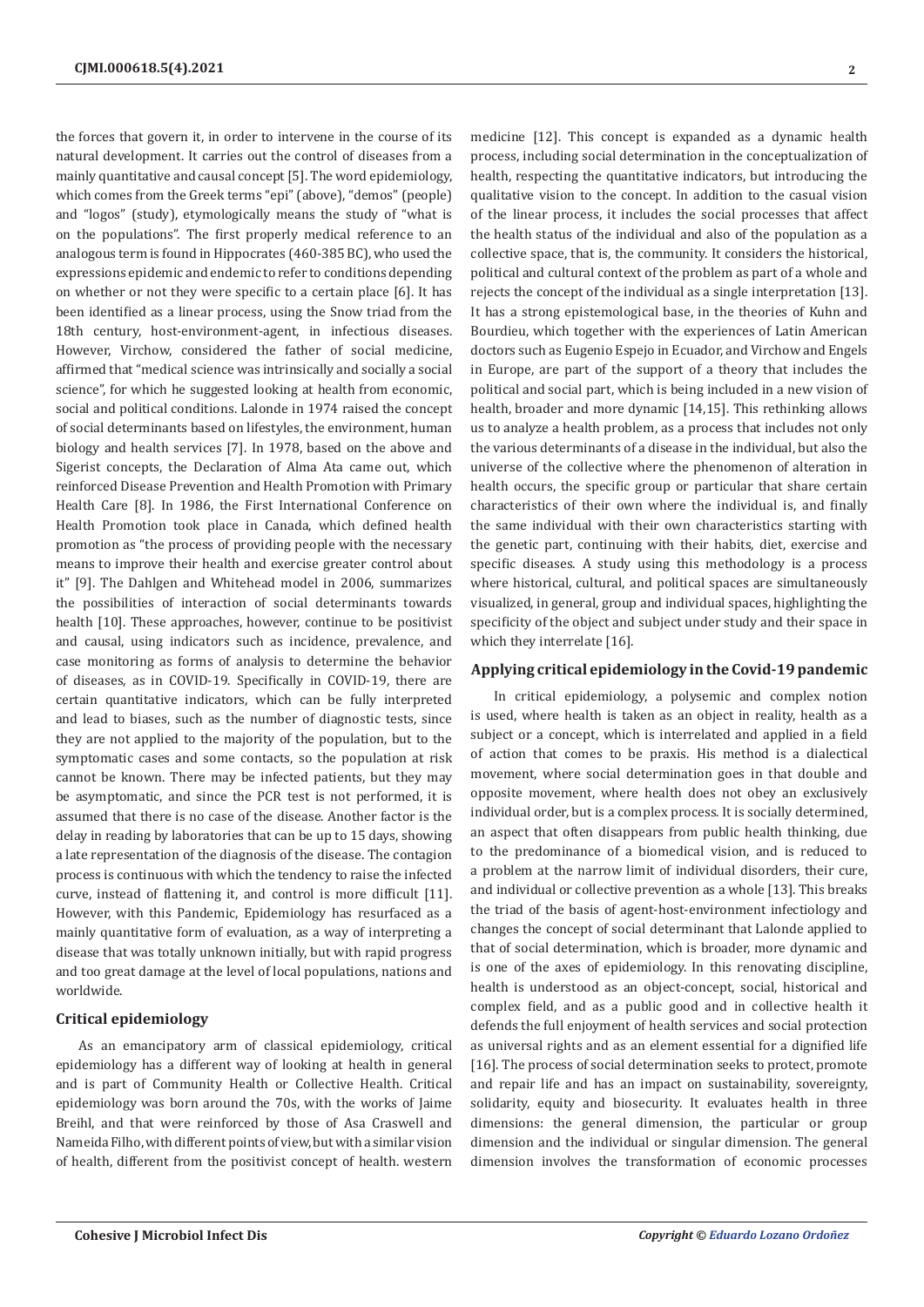the forces that govern it, in order to intervene in the course of its natural development. It carries out the control of diseases from a mainly quantitative and causal concept [5]. The word epidemiology, which comes from the Greek terms "epi" (above), "demos" (people) and "logos" (study), etymologically means the study of "what is on the populations". The first properly medical reference to an analogous term is found in Hippocrates (460-385 BC), who used the expressions epidemic and endemic to refer to conditions depending on whether or not they were specific to a certain place [6]. It has been identified as a linear process, using the Snow triad from the 18th century, host-environment-agent, in infectious diseases. However, Virchow, considered the father of social medicine, affirmed that "medical science was intrinsically and socially a social science", for which he suggested looking at health from economic, social and political conditions. Lalonde in 1974 raised the concept of social determinants based on lifestyles, the environment, human biology and health services [7]. In 1978, based on the above and Sigerist concepts, the Declaration of Alma Ata came out, which reinforced Disease Prevention and Health Promotion with Primary Health Care [8]. In 1986, the First International Conference on Health Promotion took place in Canada, which defined health promotion as "the process of providing people with the necessary means to improve their health and exercise greater control about it" [9]. The Dahlgen and Whitehead model in 2006, summarizes the possibilities of interaction of social determinants towards health [10]. These approaches, however, continue to be positivist and causal, using indicators such as incidence, prevalence, and case monitoring as forms of analysis to determine the behavior of diseases, as in COVID-19. Specifically in COVID-19, there are certain quantitative indicators, which can be fully interpreted and lead to biases, such as the number of diagnostic tests, since they are not applied to the majority of the population, but to the symptomatic cases and some contacts, so the population at risk cannot be known. There may be infected patients, but they may be asymptomatic, and since the PCR test is not performed, it is assumed that there is no case of the disease. Another factor is the delay in reading by laboratories that can be up to 15 days, showing a late representation of the diagnosis of the disease. The contagion process is continuous with which the tendency to raise the infected curve, instead of flattening it, and control is more difficult [11]. However, with this Pandemic, Epidemiology has resurfaced as a mainly quantitative form of evaluation, as a way of interpreting a disease that was totally unknown initially, but with rapid progress and too great damage at the level of local populations, nations and worldwide.

### Critical epidemiology

As an emancipatory arm of classical epidemiology, critical epidemiology has a different way of looking at health in general and is part of Community Health or Collective Health. Critical epidemiology was born around the 70s, with the works of Jaime Breihl, and that were reinforced by those of Asa Craswell and Nameida Filho, with different points of view, but with a similar vision of health, different from the positivist concept of health. western medicine [12]. This concept is expanded as a dynamic health process, including social determination in the conceptualization of health, respecting the quantitative indicators, but introducing the qualitative vision to the concept. In addition to the casual vision of the linear process, it includes the social processes that affect the health status of the individual and also of the population as a collective space, that is, the community. It considers the historical, political and cultural context of the problem as part of a whole and rejects the concept of the individual as a single interpretation [13]. It has a strong epistemological base, in the theories of Kuhn and Bourdieu, which together with the experiences of Latin American doctors such as Eugenio Espejo in Ecuador, and Virchow and Engels in Europe, are part of the support of a theory that includes the political and social part, which is being included in a new vision of health, broader and more dynamic [14,15]. This rethinking allows us to analyze a health problem, as a process that includes not only the various determinants of a disease in the individual, but also the universe of the collective where the phenomenon of alteration in health occurs, the specific group or particular that share certain characteristics of their own where the individual is, and finally the same individual with their own characteristics starting with the genetic part, continuing with their habits, diet, exercise and specific diseases. A study using this methodology is a process where historical, cultural, and political spaces are simultaneously visualized, in general, group and individual spaces, highlighting the specificity of the object and subject under study and their space in which they interrelate [16].

### Applying critical epidemiology in the Covid-19 pandemic

In critical epidemiology, a polysemic and complex notion is used, where health is taken as an object in reality, health as a subject or a concept, which is interrelated and applied in a field of action that comes to be praxis. His method is a dialectical movement, where social determination goes in that double and opposite movement, where health does not obey an exclusively individual order, but is a complex process. It is socially determined, an aspect that often disappears from public health thinking, due to the predominance of a biomedical vision, and is reduced to a problem at the narrow limit of individual disorders, their cure, and individual or collective prevention as a whole [13]. This breaks the triad of the basis of agent-host-environment infectiology and changes the concept of social determinant that Lalonde applied to that of social determination, which is broader, more dynamic and is one of the axes of epidemiology. In this renovating discipline, health is understood as an object-concept, social, historical and complex field, and as a public good and in collective health it defends the full enjoyment of health services and social protection as universal rights and as an element essential for a dignified life [16]. The process of social determination seeks to protect, promote and repair life and has an impact on sustainability, sovereignty, solidarity, equity and biosecurity. It evaluates health in three dimensions: the general dimension, the particular or group dimension and the individual or singular dimension. The general dimension involves the transformation of economic processes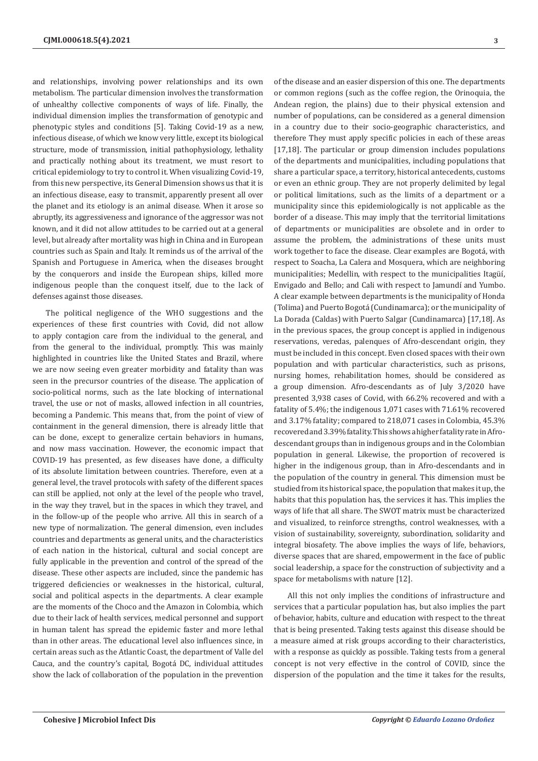and relationships, involving power relationships and its own metabolism. The particular dimension involves the transformation of unhealthy collective components of ways of life. Finally, the individual dimension implies the transformation of genotypic and phenotypic styles and conditions [5]. Taking Covid-19 as a new, infectious disease, of which we know very little, except its biological structure, mode of transmission, initial pathophysiology, lethality and practically nothing about its treatment, we must resort to critical epidemiology to try to control it. When visualizing Covid-19, from this new perspective, its General Dimension shows us that it is an infectious disease, easy to transmit, apparently present all over the planet and its etiology is an animal disease. When it arose so abruptly, its aggressiveness and ignorance of the aggressor was not known, and it did not allow attitudes to be carried out at a general level, but already after mortality was high in China and in European countries such as Spain and Italy. It reminds us of the arrival of the Spanish and Portuguese in America, when the diseases brought by the conquerors and inside the European ships, killed more indigenous people than the conquest itself, due to the lack of defenses against those diseases.

The political negligence of the WHO suggestions and the experiences of these first countries with Covid, did not allow to apply contagion care from the individual to the general, and from the general to the individual, promptly. This was mainly highlighted in countries like the United States and Brazil, where we are now seeing even greater morbidity and fatality than was seen in the precursor countries of the disease. The application of socio-political norms, such as the late blocking of international travel, the use or not of masks, allowed infection in all countries, becoming a Pandemic. This means that, from the point of view of containment in the general dimension, there is already little that can be done, except to generalize certain behaviors in humans, and now mass vaccination. However, the economic impact that COVID-19 has presented, as few diseases have done, a difficulty of its absolute limitation between countries. Therefore, even at a general level, the travel protocols with safety of the different spaces can still be applied, not only at the level of the people who travel, in the way they travel, but in the spaces in which they travel, and in the follow-up of the people who arrive. All this in search of a new type of normalization. The general dimension, even includes countries and departments as general units, and the characteristics of each nation in the historical, cultural and social concept are fully applicable in the prevention and control of the spread of the disease. These other aspects are included, since the pandemic has triggered deficiencies or weaknesses in the historical, cultural, social and political aspects in the departments. A clear example are the moments of the Choco and the Amazon in Colombia, which due to their lack of health services, medical personnel and support in human talent has spread the epidemic faster and more lethal than in other areas. The educational level also influences since, in certain areas such as the Atlantic Coast, the department of Valle del Cauca, and the country's capital, Bogotá DC, individual attitudes show the lack of collaboration of the population in the prevention of the disease and an easier dispersion of this one. The departments or common regions (such as the coffee region, the Orinoquia, the Andean region, the plains) due to their physical extension and number of populations, can be considered as a general dimension in a country due to their socio-geographic characteristics, and therefore They must apply specific policies in each of these areas [17,18]. The particular or group dimension includes populations of the departments and municipalities, including populations that share a particular space, a territory, historical antecedents, customs or even an ethnic group. They are not properly delimited by legal or political limitations, such as the limits of a department or a municipality since this epidemiologically is not applicable as the border of a disease. This may imply that the territorial limitations of departments or municipalities are obsolete and in order to assume the problem, the administrations of these units must work together to face the disease. Clear examples are Bogotá, with respect to Soacha, La Calera and Mosquera, which are neighboring municipalities; Medellin, with respect to the municipalities Itagüí, Envigado and Bello; and Cali with respect to Jamundí and Yumbo. A clear example between departments is the municipality of Honda (Tolima) and Puerto Bogotá (Cundinamarca); or the municipality of La Dorada (Caldas) with Puerto Salgar (Cundinamarca) [17,18]. As in the previous spaces, the group concept is applied in indigenous reservations, veredas, palenques of Afro-descendant origin, they must be included in this concept. Even closed spaces with their own population and with particular characteristics, such as prisons, nursing homes, rehabilitation homes, should be considered as a group dimension. Afro-descendants as of July 3/2020 have presented 3,938 cases of Covid, with 66.2% recovered and with a fatality of 5.4%; the indigenous 1,071 cases with 71.61% recovered and 3.17% fatality; compared to 218,071 cases in Colombia, 45.3% recovered and 3.39% fatality. This shows a higher fatality rate in Afro-descendant groups than in indigenous groups and in the Colombian population in general. Likewise, the proportion of recovered is higher in the indigenous group, than in Afro-descendants and in the population of the country in general. This dimension must be studied from its historical space, the population that makes it up, the habits that this population has, the services it has. This implies the ways of life that all share. The SWOT matrix must be characterized and visualized, to reinforce strengths, control weaknesses, with a vision of sustainability, sovereignty, subordination, solidarity and integral biosafety. The above implies the ways of life, behaviors, diverse spaces that are shared, empowerment in the face of public social leadership, a space for the construction of subjectivity and a space for metabolisms with nature [12].

All this not only implies the conditions of infrastructure and services that a particular population has, but also implies the part of behavior, habits, culture and education with respect to the threat that is being presented. Taking tests against this disease should be a measure aimed at risk groups according to their characteristics, with a response as quickly as possible. Taking tests from a general concept is not very effective in the control of COVID, since the dispersion of the population and the time it takes for the results,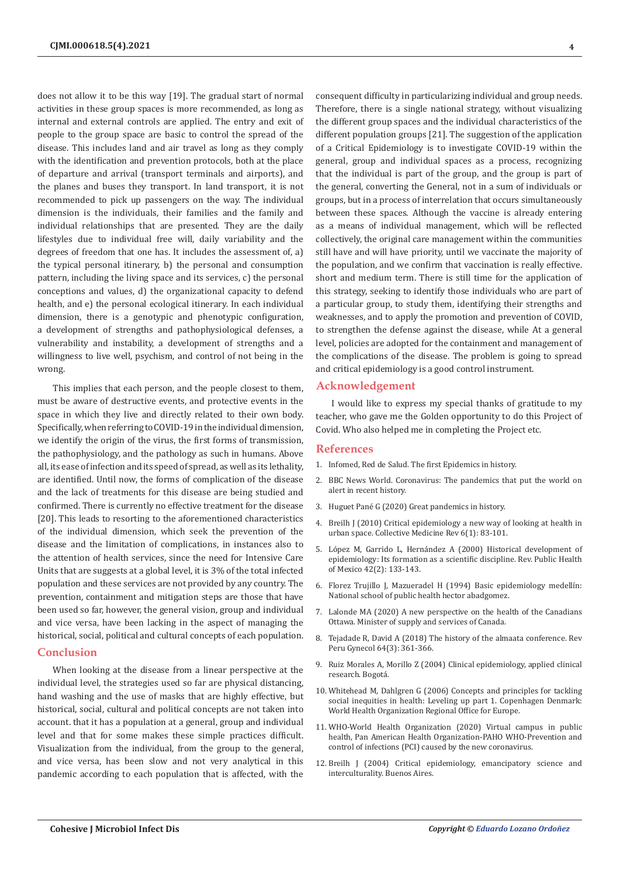does not allow it to be this way [19]. The gradual start of normal activities in these group spaces is more recommended, as long as internal and external controls are applied. The entry and exit of people to the group space are basic to control the spread of the disease. This includes land and air travel as long as they comply with the identification and prevention protocols, both at the place of departure and arrival (transport terminals and airports), and the planes and buses they transport. In land transport, it is not recommended to pick up passengers on the way. The individual dimension is the individuals, their families and the family and individual relationships that are presented. They are the daily lifestyles due to individual free will, daily variability and the degrees of freedom that one has. It includes the assessment of, a) the typical personal itinerary, b) the personal and consumption pattern, including the living space and its services, c) the personal conceptions and values, d) the organizational capacity to defend health, and e) the personal ecological itinerary. In each individual dimension, there is a genotypic and phenotypic configuration, a development of strengths and pathophysiological defenses, a vulnerability and instability, a development of strengths and a willingness to live well, psychism, and control of not being in the wrong.

This implies that each person, and the people closest to them, must be aware of destructive events, and protective events in the space in which they live and directly related to their own body. Specifically, when referring to COVID-19 in the individual dimension, we identify the origin of the virus, the first forms of transmission, the pathophysiology, and the pathology as such in humans. Above all, its ease of infection and its speed of spread, as well as its lethality, are identified. Until now, the forms of complication of the disease and the lack of treatments for this disease are being studied and confirmed. There is currently no effective treatment for the disease [20]. This leads to resorting to the aforementioned characteristics of the individual dimension, which seek the prevention of the disease and the limitation of complications, in instances also to the attention of health services, since the need for Intensive Care Units that are suggests at a global level, it is 3% of the total infected population and these services are not provided by any country. The prevention, containment and mitigation steps are those that have been used so far, however, the general vision, group and individual and vice versa, have been lacking in the aspect of managing the historical, social, political and cultural concepts of each population.

## Conclusion

When looking at the disease from a linear perspective at the individual level, the strategies used so far are physical distancing, hand washing and the use of masks that are highly effective, but historical, social, cultural and political concepts are not taken into account. that it has a population at a general, group and individual level and that for some makes these simple practices difficult. Visualization from the individual, from the group to the general, and vice versa, has been slow and not very analytical in this pandemic according to each population that is affected, with the consequent difficulty in particularizing individual and group needs. Therefore, there is a single national strategy, without visualizing the different group spaces and the individual characteristics of the different population groups [21]. The suggestion of the application of a Critical Epidemiology is to investigate COVID-19 within the general, group and individual spaces as a process, recognizing that the individual is part of the group, and the group is part of the general, converting the General, not in a sum of individuals or groups, but in a process of interrelation that occurs simultaneously between these spaces. Although the vaccine is already entering as a means of individual management, which will be reflected collectively, the original care management within the communities still have and will have priority, until we vaccinate the majority of the population, and we confirm that vaccination is really effective. short and medium term. There is still time for the application of this strategy, seeking to identify those individuals who are part of a particular group, to study them, identifying their strengths and weaknesses, and to apply the promotion and prevention of COVID, to strengthen the defense against the disease, while At a general level, policies are adopted for the containment and management of the complications of the disease. The problem is going to spread and critical epidemiology is a good control instrument.

## Acknowledgement

I would like to express my special thanks of gratitude to my teacher, who gave me the Golden opportunity to do this Project of Covid. Who also helped me in completing the Project etc.

## References

1. Infomed, Red de Salud. The first Epidemics in history.
2. BBC News World. Coronavirus: The pandemics that put the world on alert in recent history.
3. Huguet Pané G (2020) Great pandemics in history.
4. Breilh J (2010) Critical epidemiology a new way of looking at health in urban space. Collective Medicine Rev 6(1): 83-101.
5. López M, Garrido L, Hernández A (2000) Historical development of epidemiology: Its formation as a scientific discipline. Rev. Public Health of Mexico 42(2): 133-143.
6. Florez Trujillo J, Mazueradel H (1994) Basic epidemiology medellín: National school of public health hector abadgomez.
7. Lalonde MA (2020) A new perspective on the health of the Canadians Ottawa. Minister of supply and services of Canada.
8. Tejadade R, David A (2018) The history of the almaata conference. Rev Peru Gynecol 64(3): 361-366.
9. Ruiz Morales A, Morillo Z (2004) Clinical epidemiology, applied clinical research. Bogotá.
10. Whitehead M, Dahlgren G (2006) Concepts and principles for tackling social inequities in health: Leveling up part 1. Copenhagen Denmark: World Health Organization Regional Office for Europe.
11. WHO-World Health Organization (2020) Virtual campus in public health, Pan American Health Organization-PAHO WHO-Prevention and control of infections (PCI) caused by the new coronavirus.
12. Breilh J (2004) Critical epidemiology, emancipatory science and interculturality. Buenos Aires.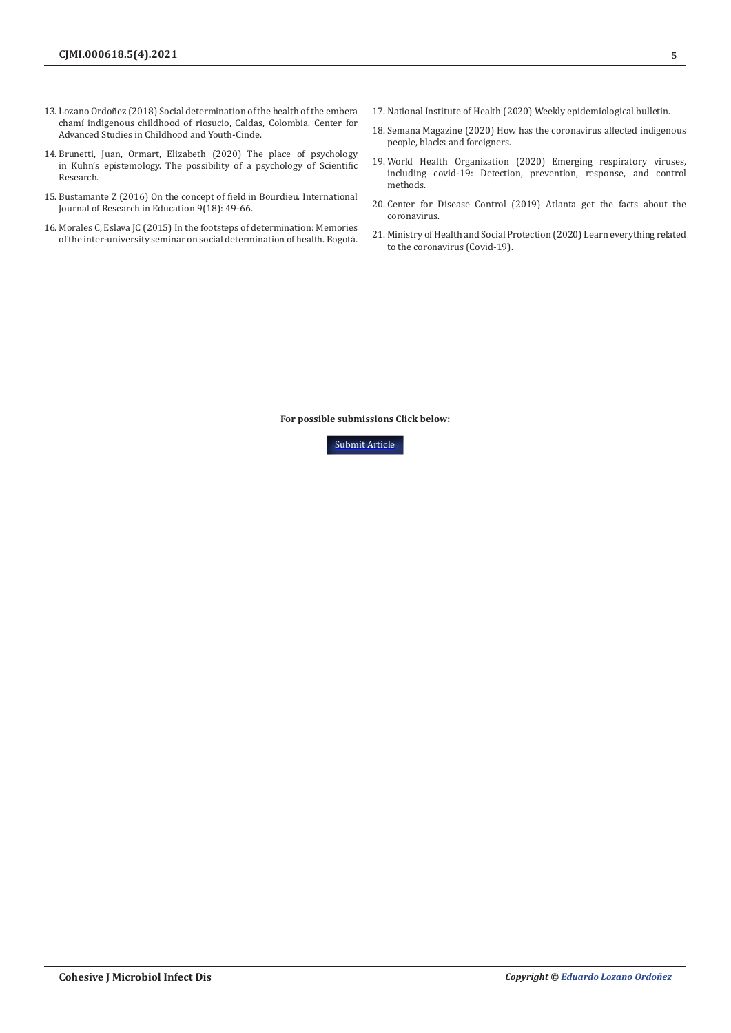13. Lozano Ordoñez (2018) Social determination of the health of the embera chamí indigenous childhood of riosucio, Caldas, Colombia. Center for Advanced Studies in Childhood and Youth-Cinde.
14. Brunetti, Juan, Ormart, Elizabeth (2020) The place of psychology in Kuhn's epistemology. The possibility of a psychology of Scientific Research.
15. Bustamante Z (2016) On the concept of field in Bourdieu. International Journal of Research in Education 9(18): 49-66.
16. Morales C, Eslava JC (2015) In the footsteps of determination: Memories of the inter-university seminar on social determination of health. Bogotá.
17. National Institute of Health (2020) Weekly epidemiological bulletin.
18. Semana Magazine (2020) How has the coronavirus affected indigenous people, blacks and foreigners.
19. World Health Organization (2020) Emerging respiratory viruses, including covid-19: Detection, prevention, response, and control methods.
20. Center for Disease Control (2019) Atlanta get the facts about the coronavirus.
21. Ministry of Health and Social Protection (2020) Learn everything related to the coronavirus (Covid-19).

**For possible submissions Click below:**

Submit Article